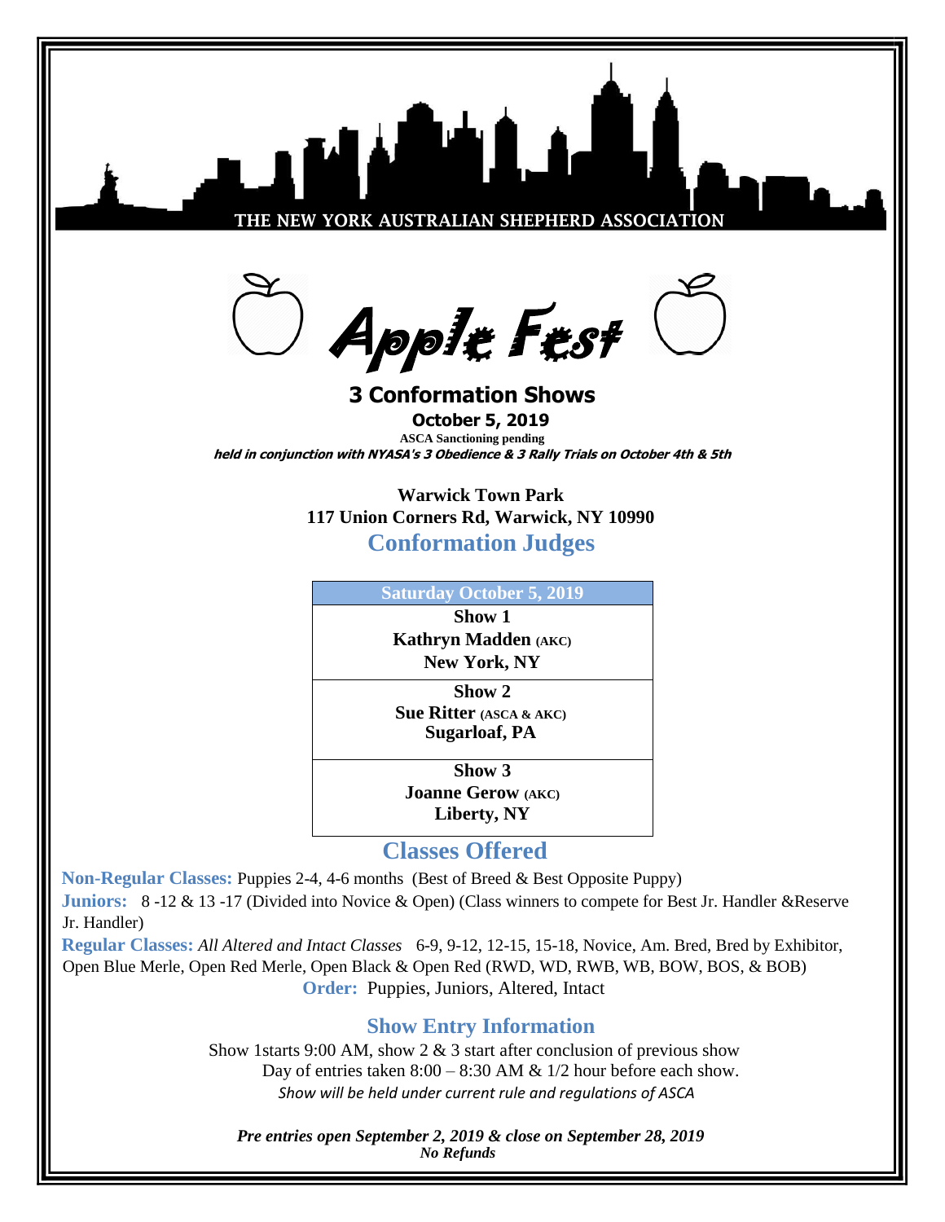THE NEW YORK AUSTRALIAN SHEPHERD ASSOCIATION

# Apple Fest

## 3 Conformation Shows

**October 5, 2019**

**ASCA Sanctioning pending**

***held in conjunction with NYASA's 3 Obedience & 3 Rally Trials on October 4th & 5th***

**Warwick Town Park**
**117 Union Corners Rd, Warwick, NY 10990**

## Conformation Judges

| Saturday October 5, 2019 |
|---|
| **Show 1**<br>**Kathryn Madden (AKC)**<br>**New York, NY** |
| **Show 2**<br>**Sue Ritter (ASCA & AKC)**<br>**Sugarloaf, PA** |
| **Show 3**<br>**Joanne Gerow (AKC)**<br>**Liberty, NY** |

## Classes Offered

**Non-Regular Classes:** Puppies 2-4, 4-6 months (Best of Breed & Best Opposite Puppy)

**Juniors:** 8 -12 & 13 -17 (Divided into Novice & Open) (Class winners to compete for Best Jr. Handler &Reserve Jr. Handler)

**Regular Classes:** *All Altered and Intact Classes* 6-9, 9-12, 12-15, 15-18, Novice, Am. Bred, Bred by Exhibitor, Open Blue Merle, Open Red Merle, Open Black & Open Red (RWD, WD, RWB, WB, BOW, BOS, & BOB)

**Order:** Puppies, Juniors, Altered, Intact

## Show Entry Information

Show 1starts 9:00 AM, show 2 & 3 start after conclusion of previous show

Day of entries taken 8:00 – 8:30 AM & 1/2 hour before each show.

*Show will be held under current rule and regulations of ASCA*

***Pre entries open September 2, 2019 & close on September 28, 2019***

***No Refunds***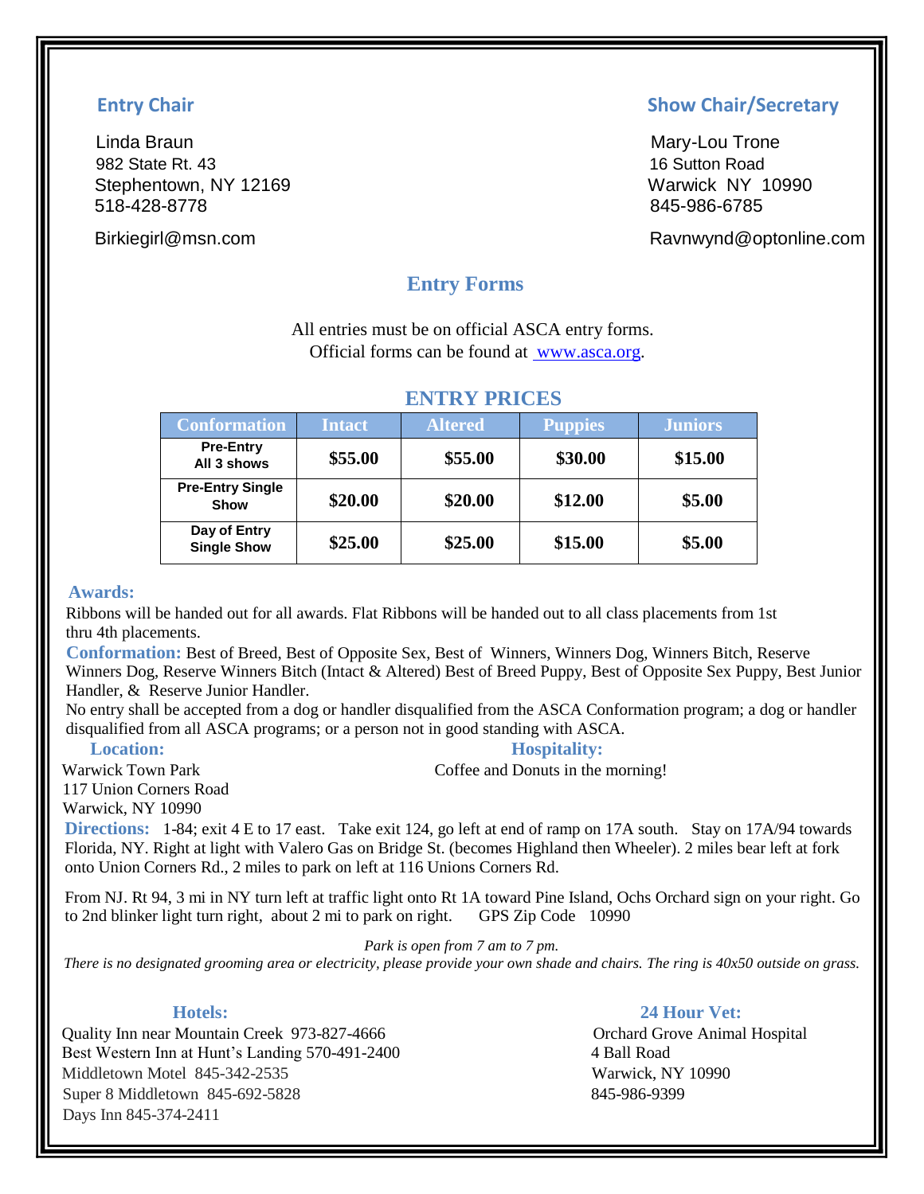## Entry Chair

Linda Braun
982 State Rt. 43
Stephentown, NY 12169
518-428-8778

Birkiegirl@msn.com

## Show Chair/Secretary

Mary-Lou Trone
16 Sutton Road
Warwick NY 10990
845-986-6785

Ravnwynd@optonline.com

## Entry Forms

All entries must be on official ASCA entry forms.
Official forms can be found at www.asca.org.

## ENTRY PRICES

| Conformation | Intact | Altered | Puppies | Juniors |
|---|---|---|---|---|
| **Pre-Entry All 3 shows** | **$55.00** | **$55.00** | **$30.00** | **$15.00** |
| **Pre-Entry Single Show** | **$20.00** | **$20.00** | **$12.00** | **$5.00** |
| **Day of Entry Single Show** | **$25.00** | **$25.00** | **$15.00** | **$5.00** |

**Awards:**

Ribbons will be handed out for all awards. Flat Ribbons will be handed out to all class placements from 1st thru 4th placements.

**Conformation:** Best of Breed, Best of Opposite Sex, Best of Winners, Winners Dog, Winners Bitch, Reserve Winners Dog, Reserve Winners Bitch (Intact & Altered) Best of Breed Puppy, Best of Opposite Sex Puppy, Best Junior Handler, & Reserve Junior Handler.

No entry shall be accepted from a dog or handler disqualified from the ASCA Conformation program; a dog or handler disqualified from all ASCA programs; or a person not in good standing with ASCA.

**Location:**

Warwick Town Park
117 Union Corners Road
Warwick, NY 10990

**Hospitality:**

Coffee and Donuts in the morning!

**Directions:** 1-84; exit 4 E to 17 east. Take exit 124, go left at end of ramp on 17A south. Stay on 17A/94 towards Florida, NY. Right at light with Valero Gas on Bridge St. (becomes Highland then Wheeler). 2 miles bear left at fork onto Union Corners Rd., 2 miles to park on left at 116 Unions Corners Rd.

From NJ. Rt 94, 3 mi in NY turn left at traffic light onto Rt 1A toward Pine Island, Ochs Orchard sign on your right. Go to 2nd blinker light turn right, about 2 mi to park on right. GPS Zip Code 10990

*Park is open from 7 am to 7 pm.*

*There is no designated grooming area or electricity, please provide your own shade and chairs. The ring is 40x50 outside on grass.*

**Hotels:**

Quality Inn near Mountain Creek 973-827-4666
Best Western Inn at Hunt's Landing 570-491-2400
Middletown Motel 845-342-2535
Super 8 Middletown 845-692-5828
Days Inn 845-374-2411

**24 Hour Vet:**

Orchard Grove Animal Hospital
4 Ball Road
Warwick, NY 10990
845-986-9399